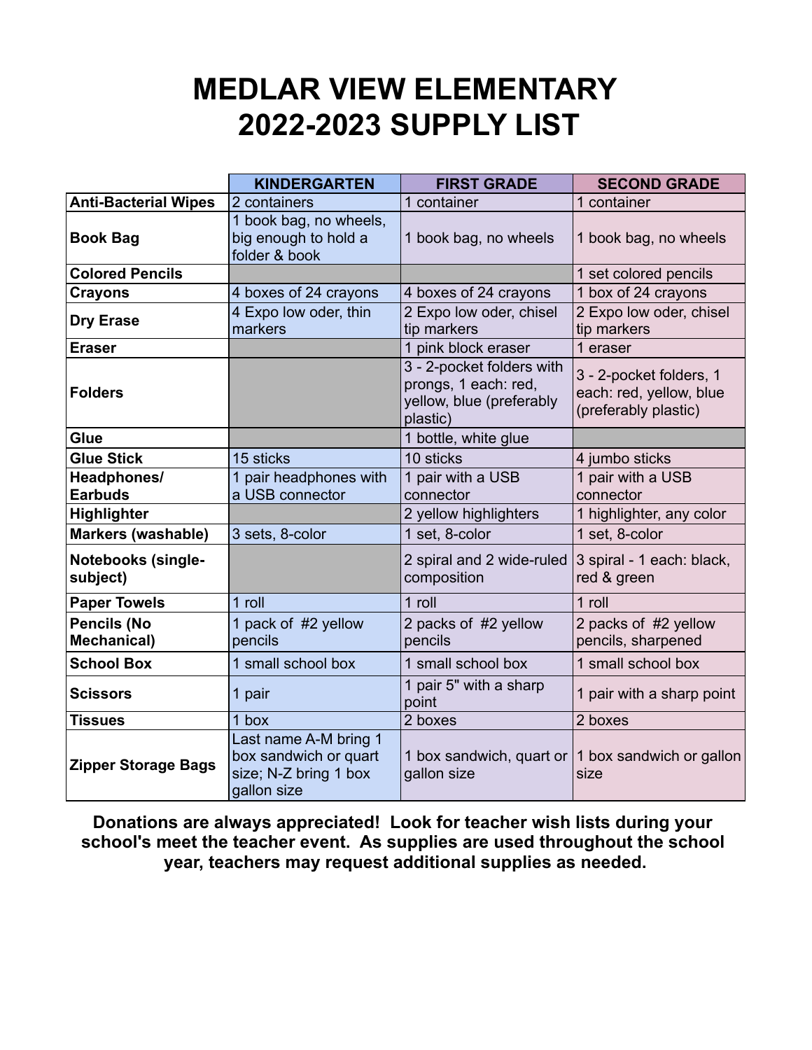# MEDLAR VIEW ELEMENTARY
# 2022-2023 SUPPLY LIST

| | KINDERGARTEN | FIRST GRADE | SECOND GRADE |
|---|---|---|---|
| **Anti-Bacterial Wipes** | 2 containers | 1 container | 1 container |
| **Book Bag** | 1 book bag, no wheels, big enough to hold a folder & book | 1 book bag, no wheels | 1 book bag, no wheels |
| **Colored Pencils** | | | 1 set colored pencils |
| **Crayons** | 4 boxes of 24 crayons | 4 boxes of 24 crayons | 1 box of 24 crayons |
| **Dry Erase** | 4 Expo low oder, thin markers | 2 Expo low oder, chisel tip markers | 2 Expo low oder, chisel tip markers |
| **Eraser** | | 1 pink block eraser | 1 eraser |
| **Folders** | | 3 - 2-pocket folders with prongs, 1 each: red, yellow, blue (preferably plastic) | 3 - 2-pocket folders, 1 each: red, yellow, blue (preferably plastic) |
| **Glue** | | 1 bottle, white glue | |
| **Glue Stick** | 15 sticks | 10 sticks | 4 jumbo sticks |
| **Headphones/ Earbuds** | 1 pair headphones with a USB connector | 1 pair with a USB connector | 1 pair with a USB connector |
| **Highlighter** | | 2 yellow highlighters | 1 highlighter, any color |
| **Markers (washable)** | 3 sets, 8-color | 1 set, 8-color | 1 set, 8-color |
| **Notebooks (single-subject)** | | 2 spiral and 2 wide-ruled composition | 3 spiral - 1 each: black, red & green |
| **Paper Towels** | 1 roll | 1 roll | 1 roll |
| **Pencils (No Mechanical)** | 1 pack of #2 yellow pencils | 2 packs of #2 yellow pencils | 2 packs of #2 yellow pencils, sharpened |
| **School Box** | 1 small school box | 1 small school box | 1 small school box |
| **Scissors** | 1 pair | 1 pair 5" with a sharp point | 1 pair with a sharp point |
| **Tissues** | 1 box | 2 boxes | 2 boxes |
| **Zipper Storage Bags** | Last name A-M bring 1 box sandwich or quart size; N-Z bring 1 box gallon size | 1 box sandwich, quart or gallon size | 1 box sandwich or gallon size |

**Donations are always appreciated! Look for teacher wish lists during your school's meet the teacher event. As supplies are used throughout the school year, teachers may request additional supplies as needed.**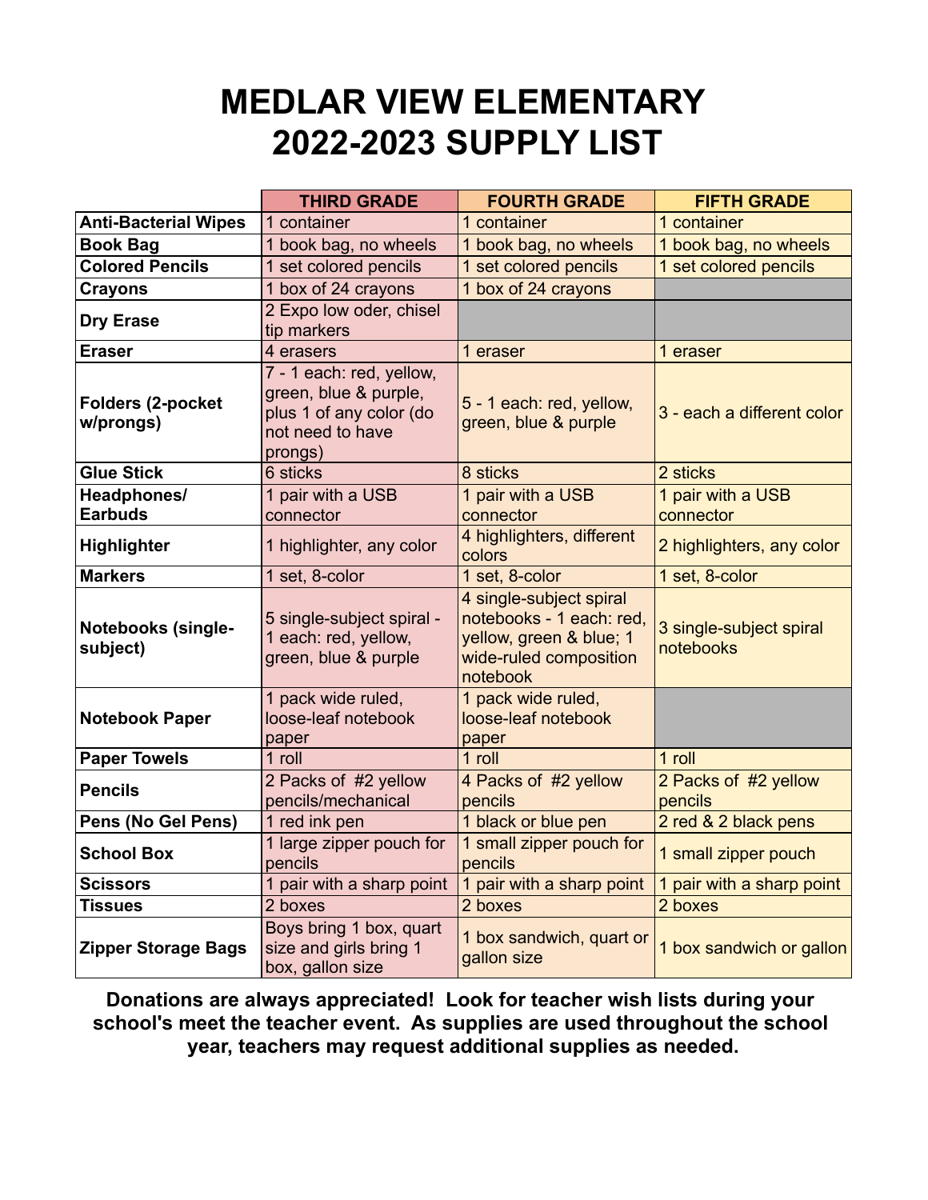# MEDLAR VIEW ELEMENTARY
# 2022-2023 SUPPLY LIST

| | THIRD GRADE | FOURTH GRADE | FIFTH GRADE |
|---|---|---|---|
| **Anti-Bacterial Wipes** | 1 container | 1 container | 1 container |
| **Book Bag** | 1 book bag, no wheels | 1 book bag, no wheels | 1 book bag, no wheels |
| **Colored Pencils** | 1 set colored pencils | 1 set colored pencils | 1 set colored pencils |
| **Crayons** | 1 box of 24 crayons | 1 box of 24 crayons | |
| **Dry Erase** | 2 Expo low oder, chisel tip markers | | |
| **Eraser** | 4 erasers | 1 eraser | 1 eraser |
| **Folders (2-pocket w/prongs)** | 7 - 1 each: red, yellow, green, blue & purple, plus 1 of any color (do not need to have prongs) | 5 - 1 each: red, yellow, green, blue & purple | 3 - each a different color |
| **Glue Stick** | 6 sticks | 8 sticks | 2 sticks |
| **Headphones/ Earbuds** | 1 pair with a USB connector | 1 pair with a USB connector | 1 pair with a USB connector |
| **Highlighter** | 1 highlighter, any color | 4 highlighters, different colors | 2 highlighters, any color |
| **Markers** | 1 set, 8-color | 1 set, 8-color | 1 set, 8-color |
| **Notebooks (single-subject)** | 5 single-subject spiral - 1 each: red, yellow, green, blue & purple | 4 single-subject spiral notebooks - 1 each: red, yellow, green & blue; 1 wide-ruled composition notebook | 3 single-subject spiral notebooks |
| **Notebook Paper** | 1 pack wide ruled, loose-leaf notebook paper | 1 pack wide ruled, loose-leaf notebook paper | |
| **Paper Towels** | 1 roll | 1 roll | 1 roll |
| **Pencils** | 2 Packs of #2 yellow pencils/mechanical | 4 Packs of #2 yellow pencils | 2 Packs of #2 yellow pencils |
| **Pens (No Gel Pens)** | 1 red ink pen | 1 black or blue pen | 2 red & 2 black pens |
| **School Box** | 1 large zipper pouch for pencils | 1 small zipper pouch for pencils | 1 small zipper pouch |
| **Scissors** | 1 pair with a sharp point | 1 pair with a sharp point | 1 pair with a sharp point |
| **Tissues** | 2 boxes | 2 boxes | 2 boxes |
| **Zipper Storage Bags** | Boys bring 1 box, quart size and girls bring 1 box, gallon size | 1 box sandwich, quart or gallon size | 1 box sandwich or gallon |

**Donations are always appreciated! Look for teacher wish lists during your school's meet the teacher event. As supplies are used throughout the school year, teachers may request additional supplies as needed.**